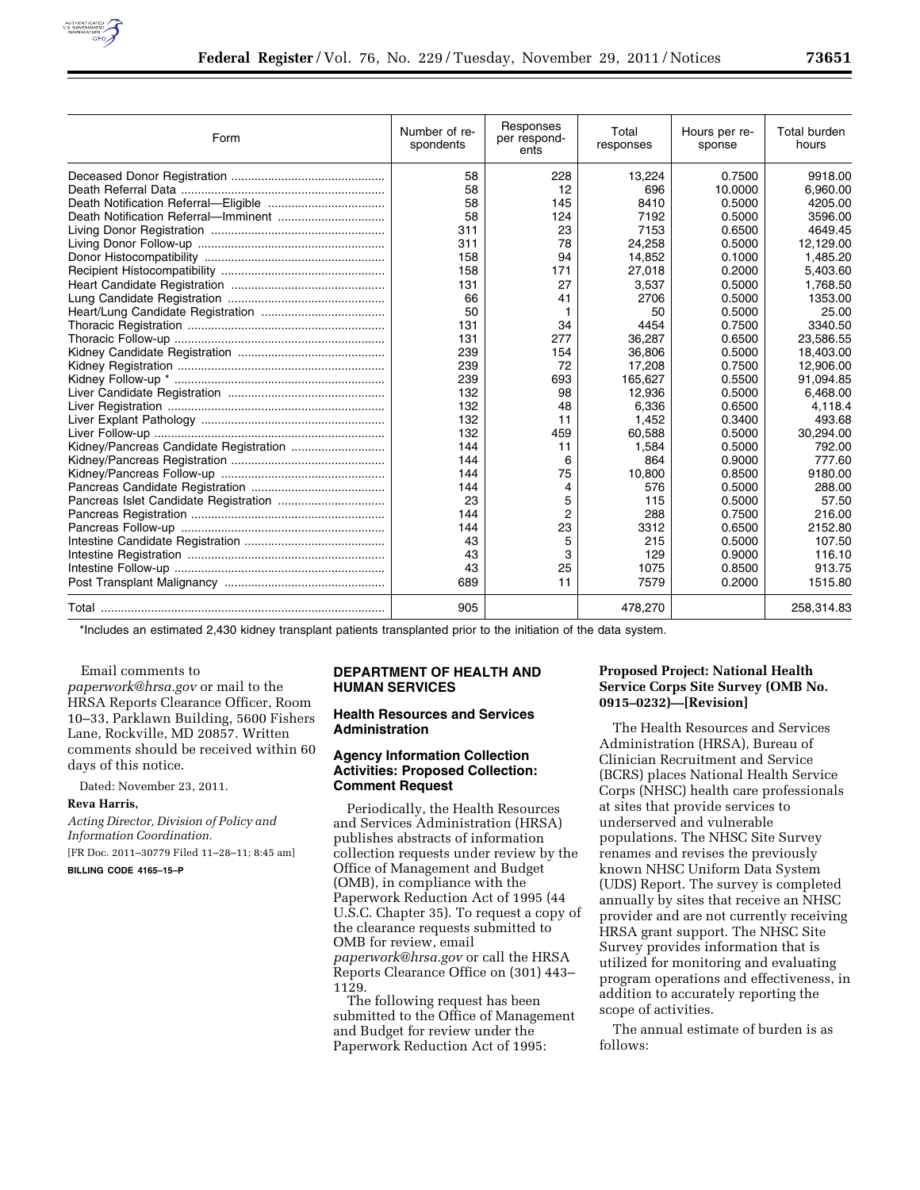| Form | Number of respondents | Responses per respondents | Total responses | Hours per response | Total burden hours |
| --- | --- | --- | --- | --- | --- |
| Deceased Donor Registration | 58 | 228 | 13,224 | 0.7500 | 9918.00 |
| Death Referral Data | 58 | 12 | 696 | 10.0000 | 6,960.00 |
| Death Notification Referral—Eligible | 58 | 145 | 8410 | 0.5000 | 4205.00 |
| Death Notification Referral—Imminent | 58 | 124 | 7192 | 0.5000 | 3596.00 |
| Living Donor Registration | 311 | 23 | 7153 | 0.6500 | 4649.45 |
| Living Donor Follow-up | 311 | 78 | 24,258 | 0.5000 | 12,129.00 |
| Donor Histocompatibility | 158 | 94 | 14,852 | 0.1000 | 1,485.20 |
| Recipient Histocompatibility | 158 | 171 | 27,018 | 0.2000 | 5,403.60 |
| Heart Candidate Registration | 131 | 27 | 3,537 | 0.5000 | 1,768.50 |
| Lung Candidate Registration | 66 | 41 | 2706 | 0.5000 | 1353.00 |
| Heart/Lung Candidate Registration | 50 | 1 | 50 | 0.5000 | 25.00 |
| Thoracic Registration | 131 | 34 | 4454 | 0.7500 | 3340.50 |
| Thoracic Follow-up | 131 | 277 | 36,287 | 0.6500 | 23,586.55 |
| Kidney Candidate Registration | 239 | 154 | 36,806 | 0.5000 | 18,403.00 |
| Kidney Registration | 239 | 72 | 17,208 | 0.7500 | 12,906.00 |
| Kidney Follow-up * | 239 | 693 | 165,627 | 0.5500 | 91,094.85 |
| Liver Candidate Registration | 132 | 98 | 12,936 | 0.5000 | 6,468.00 |
| Liver Registration | 132 | 48 | 6,336 | 0.6500 | 4,118.4 |
| Liver Explant Pathology | 132 | 11 | 1,452 | 0.3400 | 493.68 |
| Liver Follow-up | 132 | 459 | 60,588 | 0.5000 | 30,294.00 |
| Kidney/Pancreas Candidate Registration | 144 | 11 | 1,584 | 0.5000 | 792.00 |
| Kidney/Pancreas Registration | 144 | 6 | 864 | 0.9000 | 777.60 |
| Kidney/Pancreas Follow-up | 144 | 75 | 10,800 | 0.8500 | 9180.00 |
| Pancreas Candidate Registration | 144 | 4 | 576 | 0.5000 | 288.00 |
| Pancreas Islet Candidate Registration | 23 | 5 | 115 | 0.5000 | 57.50 |
| Pancreas Registration | 144 | 2 | 288 | 0.7500 | 216.00 |
| Pancreas Follow-up | 144 | 23 | 3312 | 0.6500 | 2152.80 |
| Intestine Candidate Registration | 43 | 5 | 215 | 0.5000 | 107.50 |
| Intestine Registration | 43 | 3 | 129 | 0.9000 | 116.10 |
| Intestine Follow-up | 43 | 25 | 1075 | 0.8500 | 913.75 |
| Post Transplant Malignancy | 689 | 11 | 7579 | 0.2000 | 1515.80 |
| Total | 905 | | 478,270 | | 258,314.83 |

*Includes an estimated 2,430 kidney transplant patients transplanted prior to the initiation of the data system.

Email comments to *paperwork@hrsa.gov* or mail to the HRSA Reports Clearance Officer, Room 10–33, Parklawn Building, 5600 Fishers Lane, Rockville, MD 20857. Written comments should be received within 60 days of this notice.

Dated: November 23, 2011.

**Reva Harris,**

*Acting Director, Division of Policy and Information Coordination.*

[FR Doc. 2011–30779 Filed 11–28–11; 8:45 am]

**BILLING CODE 4165–15–P**

## DEPARTMENT OF HEALTH AND HUMAN SERVICES

### Health Resources and Services Administration

### Agency Information Collection Activities: Proposed Collection: Comment Request

Periodically, the Health Resources and Services Administration (HRSA) publishes abstracts of information collection requests under review by the Office of Management and Budget (OMB), in compliance with the Paperwork Reduction Act of 1995 (44 U.S.C. Chapter 35). To request a copy of the clearance requests submitted to OMB for review, email *paperwork@hrsa.gov* or call the HRSA Reports Clearance Office on (301) 443–1129.

The following request has been submitted to the Office of Management and Budget for review under the Paperwork Reduction Act of 1995:

**Proposed Project: National Health Service Corps Site Survey (OMB No. 0915–0232)—[Revision]**

The Health Resources and Services Administration (HRSA), Bureau of Clinician Recruitment and Service (BCRS) places National Health Service Corps (NHSC) health care professionals at sites that provide services to underserved and vulnerable populations. The NHSC Site Survey renames and revises the previously known NHSC Uniform Data System (UDS) Report. The survey is completed annually by sites that receive an NHSC provider and are not currently receiving HRSA grant support. The NHSC Site Survey provides information that is utilized for monitoring and evaluating program operations and effectiveness, in addition to accurately reporting the scope of activities.

The annual estimate of burden is as follows: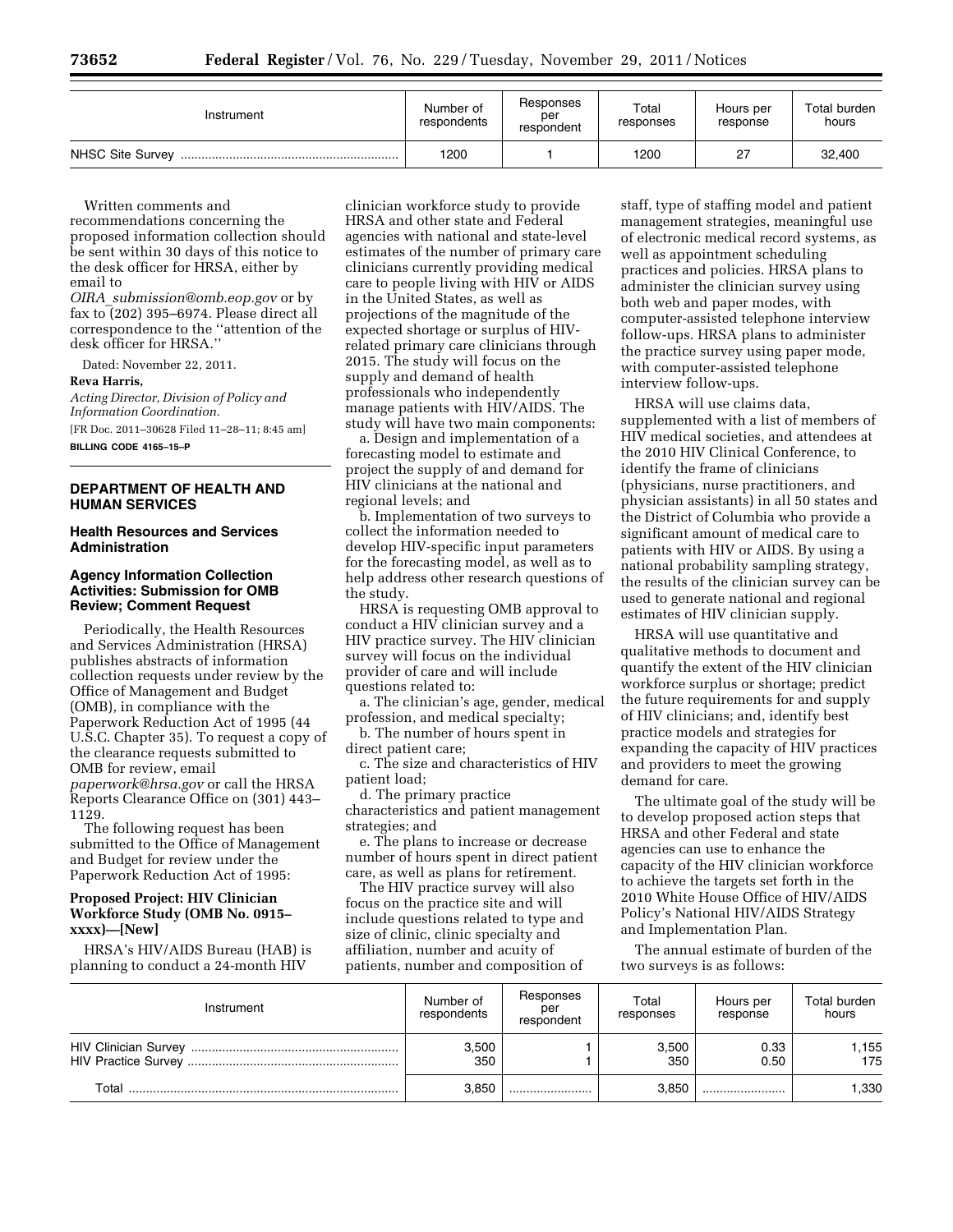| Instrument | Number of respondents | Responses per respondent | Total responses | Hours per response | Total burden hours |
|---|---|---|---|---|---|
| NHSC Site Survey | 1200 | 1 | 1200 | 27 | 32,400 |

Written comments and recommendations concerning the proposed information collection should be sent within 30 days of this notice to the desk officer for HRSA, either by email to *OIRA_submission@omb.eop.gov* or by fax to (202) 395–6974. Please direct all correspondence to the ''attention of the desk officer for HRSA.''

Dated: November 22, 2011.

**Reva Harris,**

*Acting Director, Division of Policy and Information Coordination.*

[FR Doc. 2011–30628 Filed 11–28–11; 8:45 am]

**BILLING CODE 4165–15–P**

## DEPARTMENT OF HEALTH AND HUMAN SERVICES

### Health Resources and Services Administration

### Agency Information Collection Activities: Submission for OMB Review; Comment Request

Periodically, the Health Resources and Services Administration (HRSA) publishes abstracts of information collection requests under review by the Office of Management and Budget (OMB), in compliance with the Paperwork Reduction Act of 1995 (44 U.S.C. Chapter 35). To request a copy of the clearance requests submitted to OMB for review, email *paperwork@hrsa.gov* or call the HRSA Reports Clearance Office on (301) 443–1129.

The following request has been submitted to the Office of Management and Budget for review under the Paperwork Reduction Act of 1995:

**Proposed Project: HIV Clinician Workforce Study (OMB No. 0915–xxxx)—[New]**

HRSA's HIV/AIDS Bureau (HAB) is planning to conduct a 24-month HIV clinician workforce study to provide HRSA and other state and Federal agencies with national and state-level estimates of the number of primary care clinicians currently providing medical care to people living with HIV or AIDS in the United States, as well as projections of the magnitude of the expected shortage or surplus of HIV-related primary care clinicians through 2015. The study will focus on the supply and demand of health professionals who independently manage patients with HIV/AIDS. The study will have two main components:

a. Design and implementation of a forecasting model to estimate and project the supply of and demand for HIV clinicians at the national and regional levels; and

b. Implementation of two surveys to collect the information needed to develop HIV-specific input parameters for the forecasting model, as well as to help address other research questions of the study.

HRSA is requesting OMB approval to conduct a HIV clinician survey and a HIV practice survey. The HIV clinician survey will focus on the individual provider of care and will include questions related to:

a. The clinician's age, gender, medical profession, and medical specialty;

b. The number of hours spent in direct patient care;

c. The size and characteristics of HIV patient load;

d. The primary practice characteristics and patient management strategies; and

e. The plans to increase or decrease number of hours spent in direct patient care, as well as plans for retirement.

The HIV practice survey will also focus on the practice site and will include questions related to type and size of clinic, clinic specialty and affiliation, number and acuity of patients, number and composition of staff, type of staffing model and patient management strategies, meaningful use of electronic medical record systems, as well as appointment scheduling practices and policies. HRSA plans to administer the clinician survey using both web and paper modes, with computer-assisted telephone interview follow-ups. HRSA plans to administer the practice survey using paper mode, with computer-assisted telephone interview follow-ups.

HRSA will use claims data, supplemented with a list of members of HIV medical societies, and attendees at the 2010 HIV Clinical Conference, to identify the frame of clinicians (physicians, nurse practitioners, and physician assistants) in all 50 states and the District of Columbia who provide a significant amount of medical care to patients with HIV or AIDS. By using a national probability sampling strategy, the results of the clinician survey can be used to generate national and regional estimates of HIV clinician supply.

HRSA will use quantitative and qualitative methods to document and quantify the extent of the HIV clinician workforce surplus or shortage; predict the future requirements for and supply of HIV clinicians; and, identify best practice models and strategies for expanding the capacity of HIV practices and providers to meet the growing demand for care.

The ultimate goal of the study will be to develop proposed action steps that HRSA and other Federal and state agencies can use to enhance the capacity of the HIV clinician workforce to achieve the targets set forth in the 2010 White House Office of HIV/AIDS Policy's National HIV/AIDS Strategy and Implementation Plan.

The annual estimate of burden of the two surveys is as follows:

| Instrument | Number of respondents | Responses per respondent | Total responses | Hours per response | Total burden hours |
|---|---|---|---|---|---|
| HIV Clinician Survey | 3,500 | 1 | 3,500 | 0.33 | 1,155 |
| HIV Practice Survey | 350 | 1 | 350 | 0.50 | 175 |
| Total | 3,850 | | 3,850 | | 1,330 |